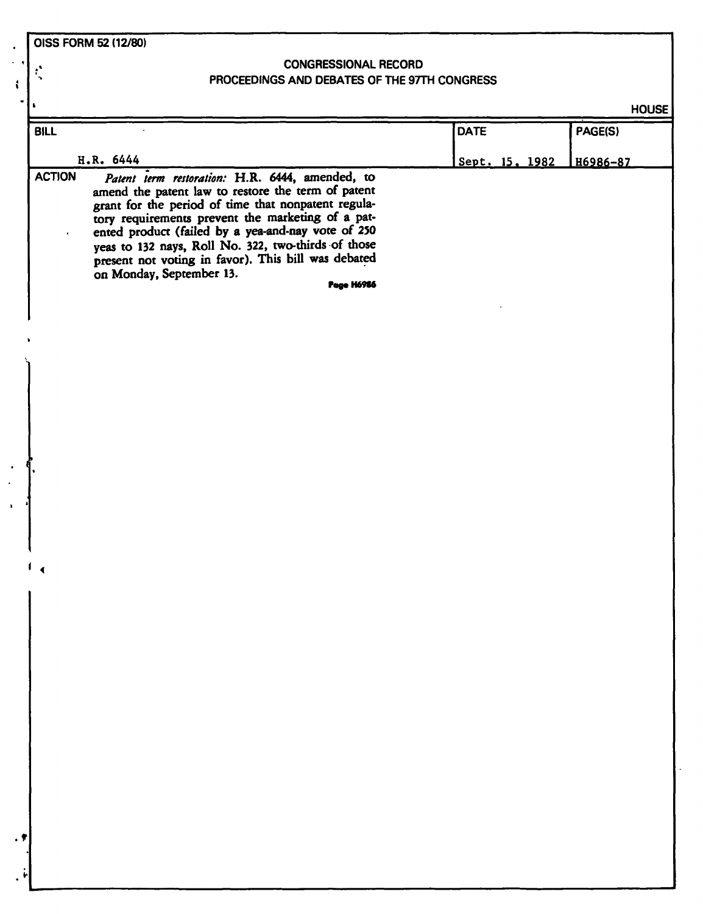OISS FORM 52 (12/80)

CONGRESSIONAL RECORD
PROCEEDINGS AND DEBATES OF THE 97TH CONGRESS

HOUSE

| BILL | DATE | PAGE(S) |
|---|---|---|
| H.R. 6444 | Sept. 15, 1982 | H6986-87 |

ACTION *Patent term restoration:* H.R. 6444, amended, to amend the patent law to restore the term of patent grant for the period of time that nonpatent regulatory requirements prevent the marketing of a patented product (failed by a yea-and-nay vote of 250 yeas to 132 nays, Roll No. 322, two-thirds of those present not voting in favor). This bill was debated on Monday, September 13.

**Page H6986**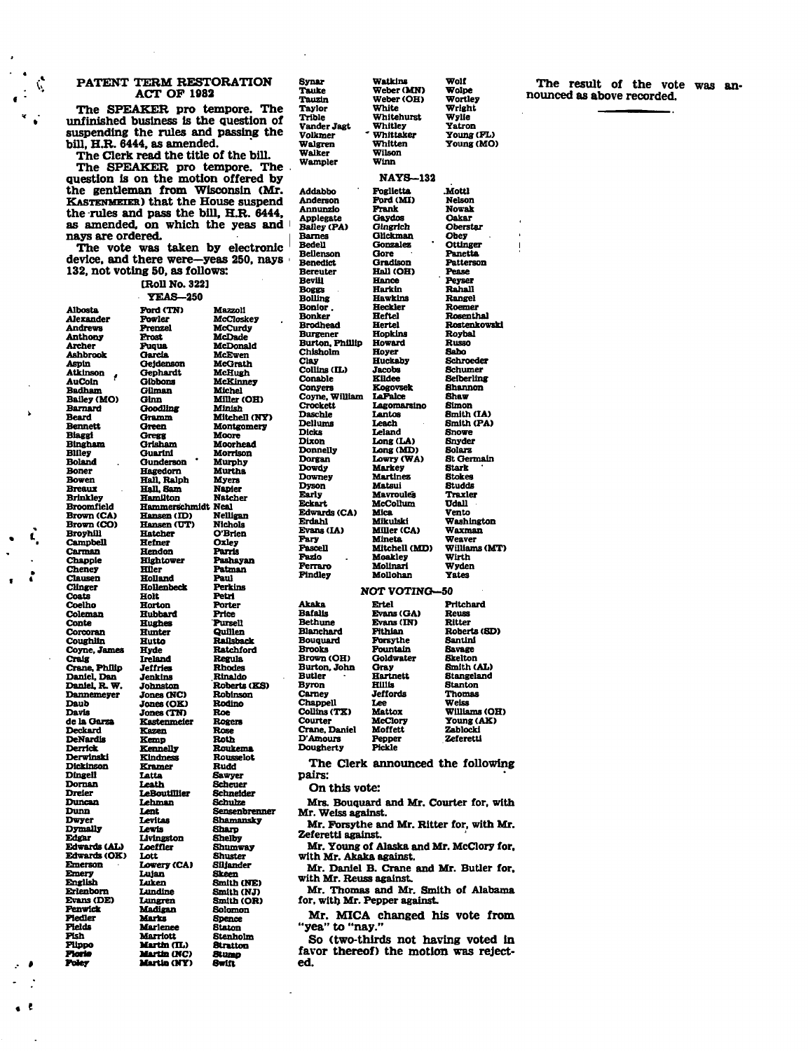## PATENT TERM RESTORATION ACT OF 1982

The SPEAKER pro tempore. The unfinished business is the question of suspending the rules and passing the bill, H.R. 6444, as amended.

The Clerk read the title of the bill.

The SPEAKER pro tempore. The question is on the motion offered by the gentleman from Wisconsin (Mr. KASTENMEIER) that the House suspend the rules and pass the bill, H.R. 6444, as amended, on which the yeas and nays are ordered.

The vote was taken by electronic device, and there were—yeas 250, nays 132, not voting 50, as follows:

[Roll No. 322]

YEAS—250

| | | |
|---|---|---|
| Albosta | Ford (TN) | Mazzoli |
| Alexander | Fowler | McCloskey |
| Andrews | Frenzel | McCurdy |
| Anthony | Frost | McDade |
| Archer | Fuqua | McDonald |
| Ashbrook | Garcia | McEwen |
| Aspin | Gejdenson | McGrath |
| Atkinson | Gephardt | McHugh |
| AuCoin | Gibbons | McKinney |
| Badham | Gilman | Michel |
| Bailey (MO) | Ginn | Miller (OH) |
| Barnard | Goodling | Minish |
| Beard | Gramm | Mitchell (NY) |
| Bennett | Green | Montgomery |
| Biaggi | Gregg | Moore |
| Bingham | Grisham | Moorhead |
| Bliley | Guarini | Morrison |
| Boland | Gunderson | Murphy |
| Boner | Hagedorn | Murtha |
| Bowen | Hall, Ralph | Myers |
| Breaux | Hall, Sam | Napier |
| Brinkley | Hamilton | Natcher |
| Broomfield | Hammerschmidt | Neal |
| Brown (CA) | Hansen (ID) | Nelligan |
| Brown (CO) | Hansen (UT) | Nichols |
| Broyhill | Hatcher | O'Brien |
| Campbell | Hefner | Oxley |
| Carman | Hendon | Parris |
| Chappie | Hightower | Pashayan |
| Cheney | Hiler | Patman |
| Clausen | Holland | Paul |
| Clinger | Hollenbeck | Perkins |
| Coats | Holt | Petri |
| Coelho | Horton | Porter |
| Coleman | Hubbard | Price |
| Conte | Hughes | Pursell |
| Corcoran | Hunter | Quillen |
| Coughlin | Hutto | Railsback |
| Coyne, James | Hyde | Ratchford |
| Craig | Ireland | Regula |
| Crane, Philip | Jeffries | Rhodes |
| Daniel, Dan | Jenkins | Rinaldo |
| Daniel, R. W. | Johnston | Roberts (KS) |
| Dannemeyer | Jones (NC) | Robinson |
| Daub | Jones (OK) | Rodino |
| Davis | Jones (TN) | Roe |
| de la Garza | Kastenmeier | Rogers |
| Deckard | Kazen | Rose |
| DeNardis | Kemp | Roth |
| Derrick | Kennelly | Roukema |
| Derwinski | Kindness | Rousselot |
| Dickinson | Kramer | Rudd |
| Dingell | Latta | Sawyer |
| Dornan | Leath | Scheuer |
| Dreier | LeBoutillier | Schneider |
| Duncan | Lehman | Schulze |
| Dunn | Lent | Sensenbrenner |
| Dwyer | Levitas | Shamansky |
| Dymally | Lewis | Sharp |
| Edgar | Livingston | Shelby |
| Edwards (AL) | Loeffler | Shumway |
| Edwards (OK) | Lott | Shuster |
| Emerson | Lowery (CA) | Siljander |
| Emery | Lujan | Skeen |
| English | Luken | Smith (NE) |
| Erlenborn | Lundine | Smith (NJ) |
| Evans (DE) | Lungren | Smith (OR) |
| Fenwick | Madigan | Solomon |
| Fiedler | Marks | Spence |
| Fields | Marlenee | Staton |
| Fish | Marriott | Stenholm |
| Flippo | Martin (IL) | Stratton |
| Florio | Martin (NC) | Stump |
| Foley | Martin (NY) | Swift |
| Synar | Watkins | Wolf |
| Tauke | Weber (MN) | Wolpe |
| Tauzin | Weber (OH) | Wortley |
| Taylor | White | Wright |
| Trible | Whitehurst | Wylie |
| Vander Jagt | Whitley | Yatron |
| Volkmer | Whittaker | Young (FL) |
| Walgren | Whitten | Young (MO) |
| Walker | Wilson | |
| Wampler | Winn | |

NAYS—132

| | | |
|---|---|---|
| Addabbo | Foglietta | Mottl |
| Anderson | Ford (MI) | Nelson |
| Annunzio | Frank | Nowak |
| Applegate | Gaydos | Oakar |
| Bailey (PA) | Gingrich | Oberstar |
| Barnes | Glickman | Obey |
| Bedell | Gonzalez | Ottinger |
| Beilenson | Gore | Panetta |
| Benedict | Gradison | Patterson |
| Bereuter | Hall (OH) | Pease |
| Bevill | Hance | Peyser |
| Boggs | Harkin | Rahall |
| Bolling | Hawkins | Rangel |
| Bonior | Heckler | Roemer |
| Bonker | Heftel | Rosenthal |
| Brodhead | Hertel | Rostenkowski |
| Burgener | Hopkins | Roybal |
| Burton, Phillip | Howard | Russo |
| Chisholm | Hoyer | Sabo |
| Clay | Huckaby | Schroeder |
| Collins (IL) | Jacobs | Schumer |
| Conable | Kildee | Seiberling |
| Conyers | Kogovsek | Shannon |
| Coyne, William | LaFalce | Shaw |
| Crockett | Lagomarsino | Simon |
| Daschle | Lantos | Smith (IA) |
| Dellums | Leach | Smith (PA) |
| Dicks | Leland | Snowe |
| Dixon | Long (LA) | Snyder |
| Donnelly | Long (MD) | Solarz |
| Dorgan | Lowry (WA) | St Germain |
| Dowdy | Markey | Stark |
| Downey | Martinez | Stokes |
| Dyson | Matsui | Studds |
| Early | Mavroules | Traxler |
| Eckart | McCollum | Udall |
| Edwards (CA) | Mica | Vento |
| Erdahl | Mikulski | Washington |
| Evans (IA) | Miller (CA) | Waxman |
| Fary | Mineta | Weaver |
| Fascell | Mitchell (MD) | Williams (MT) |
| Fazio | Moakley | Wirth |
| Ferraro | Molinari | Wyden |
| Findley | Mollohan | Yates |

NOT VOTING—50

| | | |
|---|---|---|
| Akaka | Ertel | Pritchard |
| Bafalis | Evans (GA) | Reuss |
| Bethune | Evans (IN) | Ritter |
| Blanchard | Fithian | Roberts (SD) |
| Bouquard | Forsythe | Santini |
| Brooks | Fountain | Savage |
| Brown (OH) | Goldwater | Skelton |
| Burton, John | Gray | Smith (AL) |
| Butler | Hartnett | Stangeland |
| Byron | Hillis | Stanton |
| Carney | Jeffords | Thomas |
| Chappell | Lee | Weiss |
| Collins (TX) | Mattox | Williams (OH) |
| Courter | McClory | Young (AK) |
| Crane, Daniel | Moffett | Zablocki |
| D'Amours | Pepper | Zeferetti |
| Dougherty | Pickle | |

The Clerk announced the following pairs:

On this vote:

Mrs. Bouquard and Mr. Courter for, with Mr. Weiss against.

Mr. Forsythe and Mr. Ritter for, with Mr. Zeferetti against.

Mr. Young of Alaska and Mr. McClory for, with Mr. Akaka against.

Mr. Daniel B. Crane and Mr. Butler for, with Mr. Reuss against.

Mr. Thomas and Mr. Smith of Alabama for, with Mr. Pepper against.

Mr. MICA changed his vote from "yea" to "nay."

So (two-thirds not having voted in favor thereof) the motion was rejected.

The result of the vote was announced as above recorded.